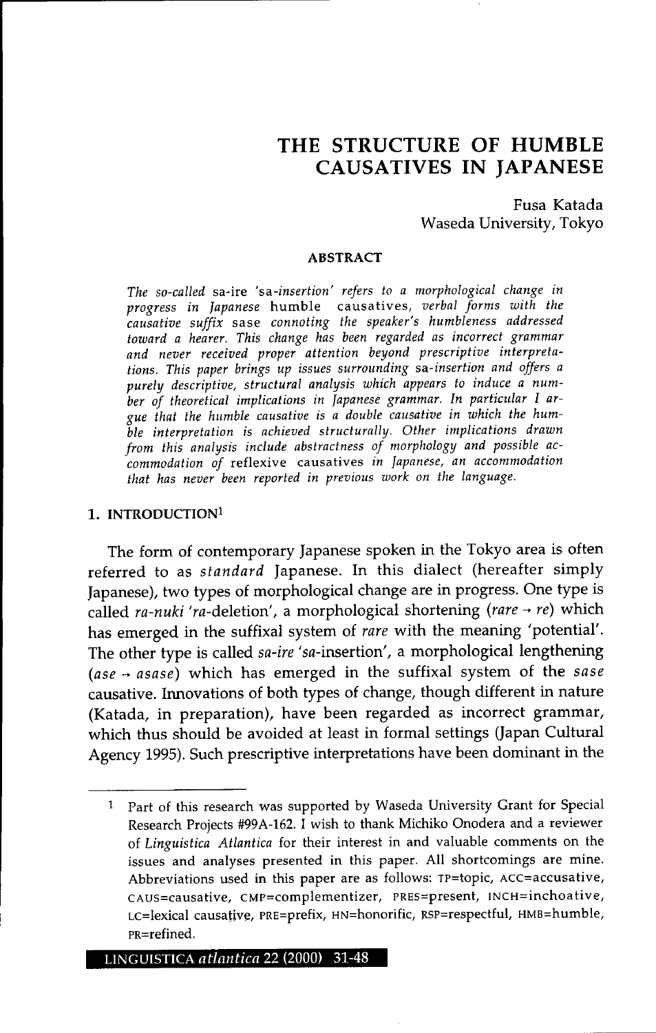# THE STRUCTURE OF HUMBLE CAUSATIVES IN JAPANESE

Fusa Katada
Waseda University, Tokyo

### ABSTRACT

*The so-called* sa-ire *'sa-insertion' refers to a morphological change in progress in Japanese* humble causatives, *verbal forms with the causative suffix* sase *connoting the speaker's humbleness addressed toward a hearer. This change has been regarded as incorrect grammar and never received proper attention beyond prescriptive interpretations. This paper brings up issues surrounding* sa-*insertion and offers a purely descriptive, structural analysis which appears to induce a number of theoretical implications in Japanese grammar. In particular I argue that the humble causative is a double causative in which the humble interpretation is achieved structurally. Other implications drawn from this analysis include abstractness of morphology and possible accommodation of* reflexive causatives *in Japanese, an accommodation that has never been reported in previous work on the language.*

## 1. INTRODUCTION[1]

The form of contemporary Japanese spoken in the Tokyo area is often referred to as *standard* Japanese. In this dialect (hereafter simply Japanese), two types of morphological change are in progress. One type is called *ra-nuki 'ra*-deletion', a morphological shortening (*rare* → *re*) which has emerged in the suffixal system of *rare* with the meaning 'potential'. The other type is called *sa-ire 'sa*-insertion', a morphological lengthening (*ase* → *asase*) which has emerged in the suffixal system of the *sase* causative. Innovations of both types of change, though different in nature (Katada, in preparation), have been regarded as incorrect grammar, which thus should be avoided at least in formal settings (Japan Cultural Agency 1995). Such prescriptive interpretations have been dominant in the

---

[1] Part of this research was supported by Waseda University Grant for Special Research Projects #99A-162. I wish to thank Michiko Onodera and a reviewer of *Linguistica Atlantica* for their interest in and valuable comments on the issues and analyses presented in this paper. All shortcomings are mine. Abbreviations used in this paper are as follows: TP=topic, ACC=accusative, CAUS=causative, CMP=complementizer, PRES=present, INCH=inchoative, LC=lexical causative, PRE=prefix, HN=honorific, RSP=respectful, HMB=humble, PR=refined.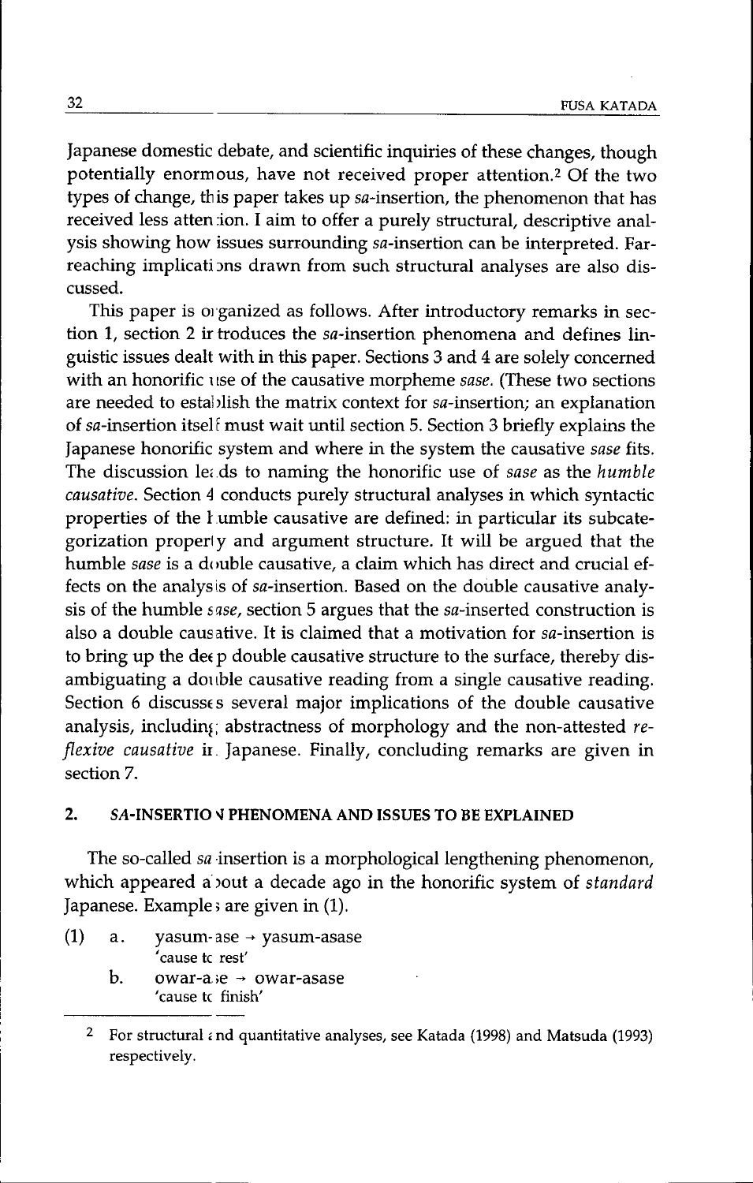Japanese domestic debate, and scientific inquiries of these changes, though potentially enormous, have not received proper attention.[2] Of the two types of change, this paper takes up *sa*-insertion, the phenomenon that has received less attention. I aim to offer a purely structural, descriptive analysis showing how issues surrounding *sa*-insertion can be interpreted. Far-reaching implications drawn from such structural analyses are also discussed.

This paper is organized as follows. After introductory remarks in section 1, section 2 introduces the *sa*-insertion phenomena and defines linguistic issues dealt with in this paper. Sections 3 and 4 are solely concerned with an honorific use of the causative morpheme *sase*. (These two sections are needed to establish the matrix context for *sa*-insertion; an explanation of *sa*-insertion itself must wait until section 5. Section 3 briefly explains the Japanese honorific system and where in the system the causative *sase* fits. The discussion leads to naming the honorific use of *sase* as the *humble causative*. Section 4 conducts purely structural analyses in which syntactic properties of the humble causative are defined: in particular its subcategorization property and argument structure. It will be argued that the humble *sase* is a double causative, a claim which has direct and crucial effects on the analysis of *sa*-insertion. Based on the double causative analysis of the humble *sase*, section 5 argues that the *sa*-inserted construction is also a double causative. It is claimed that a motivation for *sa*-insertion is to bring up the deep double causative structure to the surface, thereby disambiguating a double causative reading from a single causative reading. Section 6 discusses several major implications of the double causative analysis, including abstractness of morphology and the non-attested *reflexive causative* in Japanese. Finally, concluding remarks are given in section 7.

## 2. *SA*-INSERTION PHENOMENA AND ISSUES TO BE EXPLAINED

The so-called *sa*-insertion is a morphological lengthening phenomenon, which appeared about a decade ago in the honorific system of *standard* Japanese. Examples are given in (1).

(1) a. yasum-ase → yasum-asase
 'cause to rest'

 b. owar-ase → owar-asase
 'cause to finish'

---

[2] For structural and quantitative analyses, see Katada (1998) and Matsuda (1993) respectively.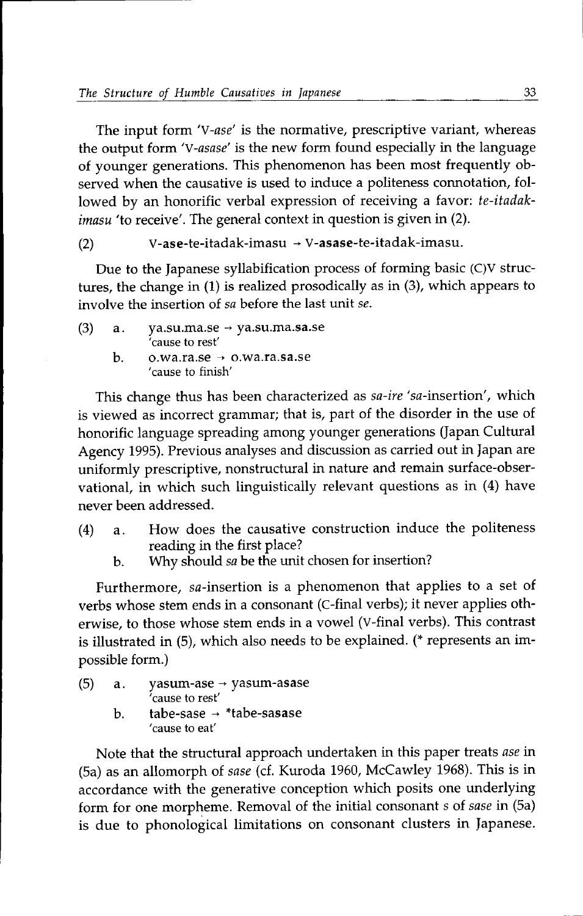The input form '*V-ase*' is the normative, prescriptive variant, whereas the output form '*V-asase*' is the new form found especially in the language of younger generations. This phenomenon has been most frequently observed when the causative is used to induce a politeness connotation, followed by an honorific verbal expression of receiving a favor: *te-itadak-imasu* 'to receive'. The general context in question is given in (2).

(2) V-**ase**-te-itadak-imasu → V-**asase**-te-itadak-imasu.

Due to the Japanese syllabification process of forming basic (C)V structures, the change in (1) is realized prosodically as in (3), which appears to involve the insertion of *sa* before the last unit *se*.

(3) a. ya.su.ma.se → ya.su.ma.**sa**.se
'cause to rest'

b. o.wa.ra.se → o.wa.ra.**sa**.se
'cause to finish'

This change thus has been characterized as *sa-ire* '*sa*-insertion', which is viewed as incorrect grammar; that is, part of the disorder in the use of honorific language spreading among younger generations (Japan Cultural Agency 1995). Previous analyses and discussion as carried out in Japan are uniformly prescriptive, nonstructural in nature and remain surface-observational, in which such linguistically relevant questions as in (4) have never been addressed.

(4) a. How does the causative construction induce the politeness reading in the first place?

b. Why should *sa* be the unit chosen for insertion?

Furthermore, *sa*-insertion is a phenomenon that applies to a set of verbs whose stem ends in a consonant (C-final verbs); it never applies otherwise, to those whose stem ends in a vowel (V-final verbs). This contrast is illustrated in (5), which also needs to be explained. (* represents an impossible form.)

(5) a. yasum-ase → yasum-a**sa**se
'cause to rest'

b. tabe-sase → *tabe-**sa**sase
'cause to eat'

Note that the structural approach undertaken in this paper treats *ase* in (5a) as an allomorph of *sase* (cf. Kuroda 1960, McCawley 1968). This is in accordance with the generative conception which posits one underlying form for one morpheme. Removal of the initial consonant *s* of *sase* in (5a) is due to phonological limitations on consonant clusters in Japanese.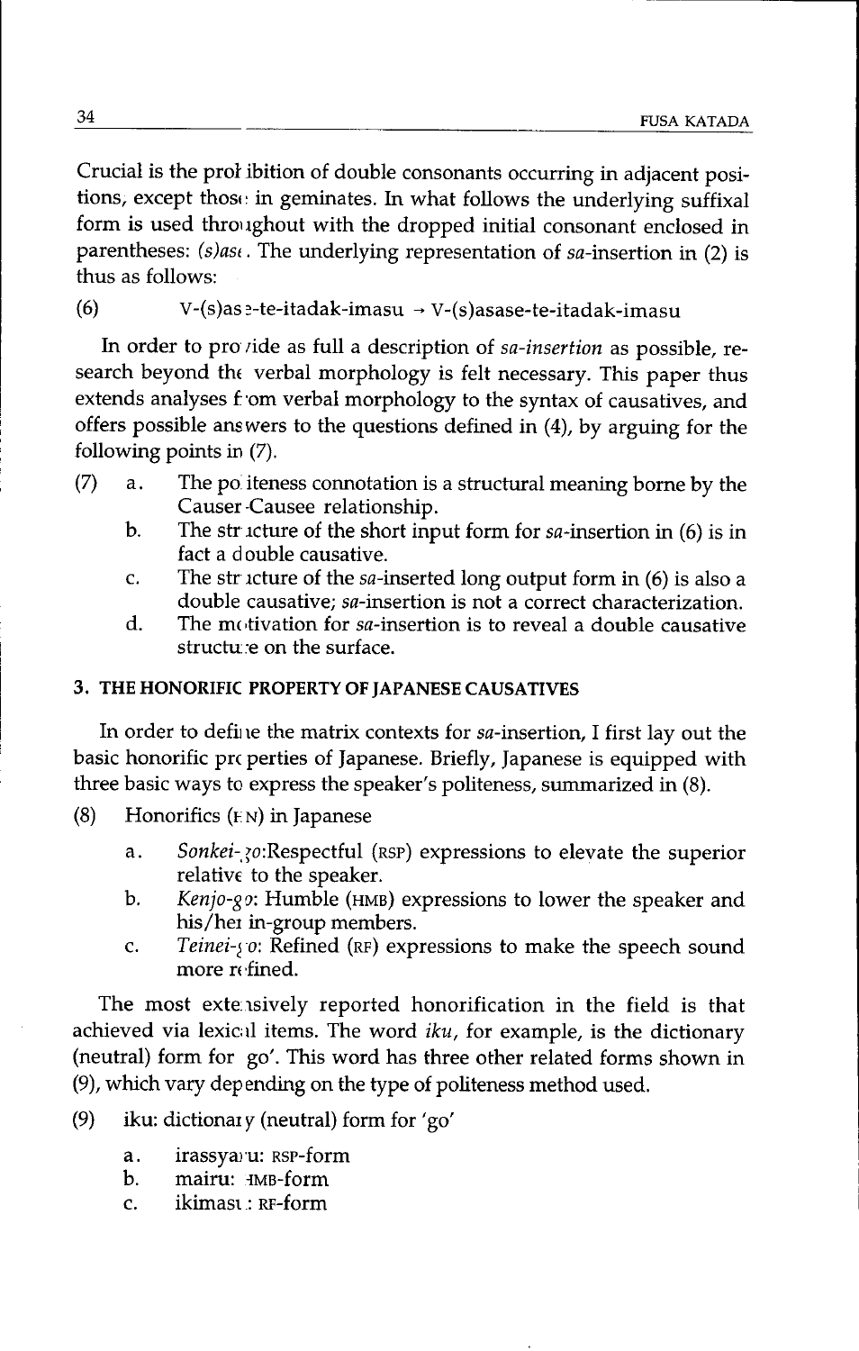Crucial is the prohibition of double consonants occurring in adjacent positions, except those in geminates. In what follows the underlying suffixal form is used throughout with the dropped initial consonant enclosed in parentheses: *(s)ase*. The underlying representation of *sa*-insertion in (2) is thus as follows:

(6) V-(s)ase-te-itadak-imasu → V-(s)asase-te-itadak-imasu

In order to provide as full a description of *sa-insertion* as possible, research beyond the verbal morphology is felt necessary. This paper thus extends analyses from verbal morphology to the syntax of causatives, and offers possible answers to the questions defined in (4), by arguing for the following points in (7).

(7)
- a. The politeness connotation is a structural meaning borne by the Causer-Causee relationship.
- b. The structure of the short input form for *sa*-insertion in (6) is in fact a double causative.
- c. The structure of the *sa*-inserted long output form in (6) is also a double causative; *sa*-insertion is not a correct characterization.
- d. The motivation for *sa*-insertion is to reveal a double causative structure on the surface.

### 3. THE HONORIFIC PROPERTY OF JAPANESE CAUSATIVES

In order to define the matrix contexts for *sa*-insertion, I first lay out the basic honorific properties of Japanese. Briefly, Japanese is equipped with three basic ways to express the speaker's politeness, summarized in (8).

(8) Honorifics (HN) in Japanese

- a. *Sonkei-go*: Respectful (RSP) expressions to elevate the superior relative to the speaker.
- b. *Kenjo-go*: Humble (HMB) expressions to lower the speaker and his/her in-group members.
- c. *Teinei-go*: Refined (RF) expressions to make the speech sound more refined.

The most extensively reported honorification in the field is that achieved via lexical items. The word *iku*, for example, is the dictionary (neutral) form for 'go'. This word has three other related forms shown in (9), which vary depending on the type of politeness method used.

(9) iku: dictionary (neutral) form for 'go'

- a. irassyaru: RSP-form
- b. mairu: HMB-form
- c. ikimasu: RF-form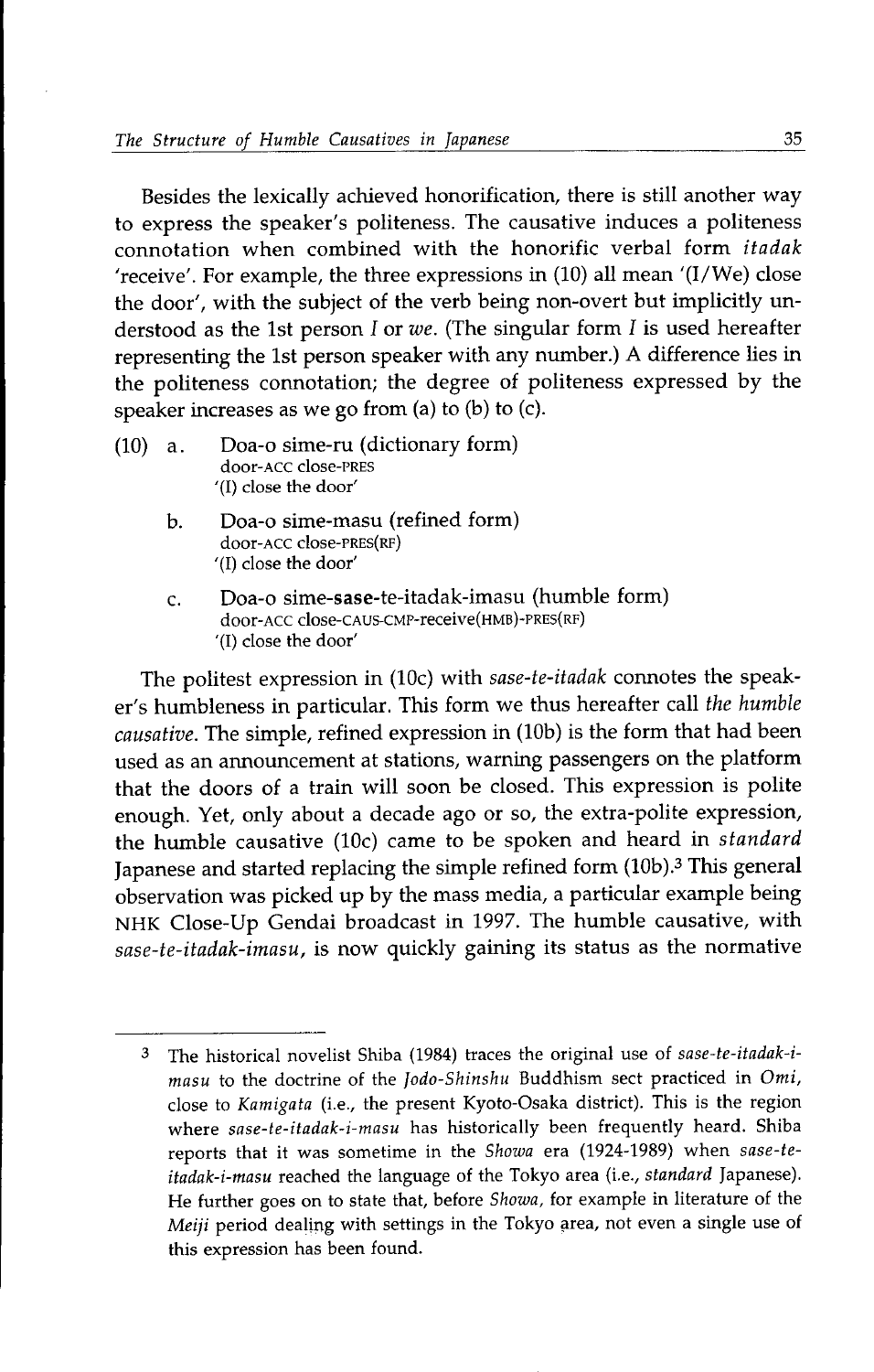Besides the lexically achieved honorification, there is still another way to express the speaker's politeness. The causative induces a politeness connotation when combined with the honorific verbal form *itadak* 'receive'. For example, the three expressions in (10) all mean '(I/We) close the door', with the subject of the verb being non-overt but implicitly understood as the 1st person *I* or *we*. (The singular form *I* is used hereafter representing the 1st person speaker with any number.) A difference lies in the politeness connotation; the degree of politeness expressed by the speaker increases as we go from (a) to (b) to (c).

(10) a. Doa-o sime-ru (dictionary form)
   door-ACC close-PRES
   '(I) close the door'

   b. Doa-o sime-masu (refined form)
   door-ACC close-PRES(RF)
   '(I) close the door'

   c. Doa-o sime-**sase**-te-itadak-imasu (humble form)
   door-ACC close-CAUS-CMP-receive(HMB)-PRES(RF)
   '(I) close the door'

The politest expression in (10c) with *sase-te-itadak* connotes the speaker's humbleness in particular. This form we thus hereafter call *the humble causative*. The simple, refined expression in (10b) is the form that had been used as an announcement at stations, warning passengers on the platform that the doors of a train will soon be closed. This expression is polite enough. Yet, only about a decade ago or so, the extra-polite expression, the humble causative (10c) came to be spoken and heard in *standard* Japanese and started replacing the simple refined form (10b).[3] This general observation was picked up by the mass media, a particular example being NHK Close-Up Gendai broadcast in 1997. The humble causative, with *sase-te-itadak-imasu*, is now quickly gaining its status as the normative

---

[3] The historical novelist Shiba (1984) traces the original use of *sase-te-itadak-i-masu* to the doctrine of the *Jodo-Shinshu* Buddhism sect practiced in *Omi*, close to *Kamigata* (i.e., the present Kyoto-Osaka district). This is the region where *sase-te-itadak-i-masu* has historically been frequently heard. Shiba reports that it was sometime in the *Showa* era (1924-1989) when *sase-te-itadak-i-masu* reached the language of the Tokyo area (i.e., *standard* Japanese). He further goes on to state that, before *Showa*, for example in literature of the *Meiji* period dealing with settings in the Tokyo area, not even a single use of this expression has been found.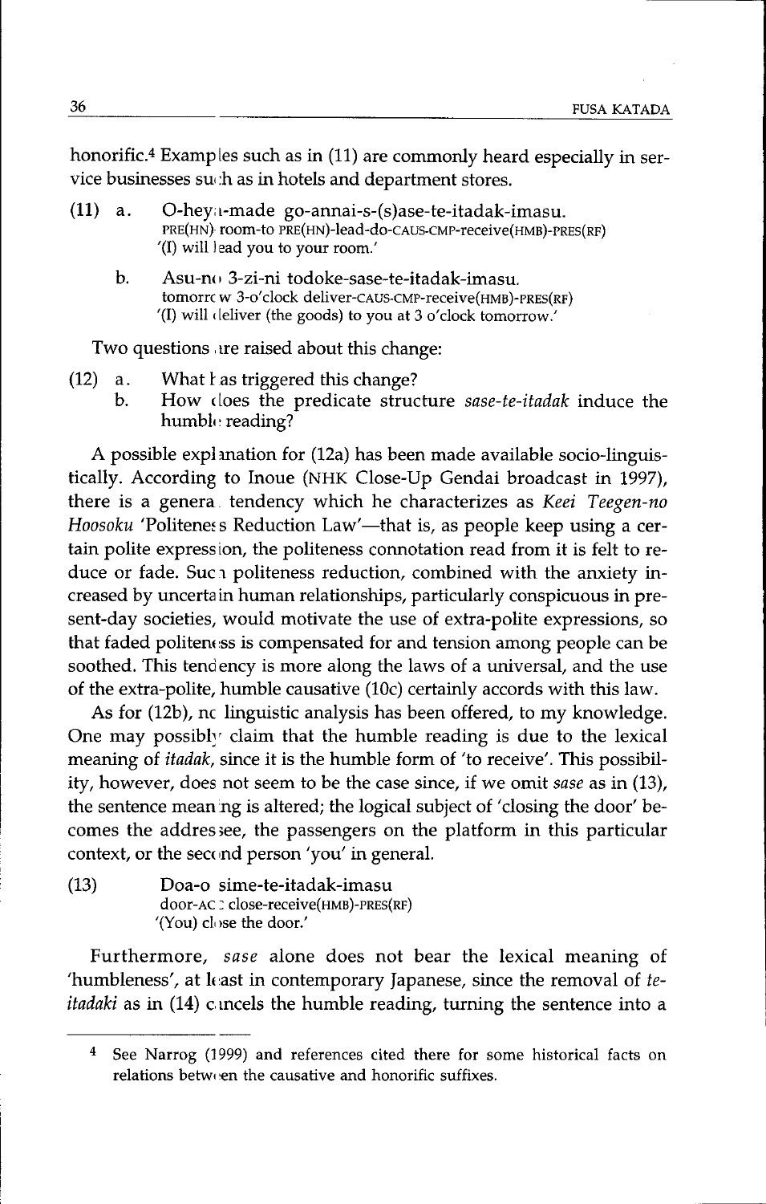honorific.[4] Examples such as in (11) are commonly heard especially in service businesses such as in hotels and department stores.

(11) a. O-heya-made go-annai-s-(s)ase-te-itadak-imasu.
PRE(HN) room-to PRE(HN)-lead-do-CAUS-CMP-receive(HMB)-PRES(RF)
'(I) will lead you to your room.'

b. Asu-no 3-zi-ni todoke-sase-te-itadak-imasu.
tomorrow 3-o'clock deliver-CAUS-CMP-receive(HMB)-PRES(RF)
'(I) will deliver (the goods) to you at 3 o'clock tomorrow.'

Two questions are raised about this change:

(12) a. What has triggered this change?
b. How does the predicate structure *sase-te-itadak* induce the humble reading?

A possible explanation for (12a) has been made available socio-linguistically. According to Inoue (NHK Close-Up Gendai broadcast in 1997), there is a general tendency which he characterizes as *Keei Teegen-no Hoosoku* 'Politeness Reduction Law'—that is, as people keep using a certain polite expression, the politeness connotation read from it is felt to reduce or fade. Such politeness reduction, combined with the anxiety increased by uncertain human relationships, particularly conspicuous in present-day societies, would motivate the use of extra-polite expressions, so that faded politeness is compensated for and tension among people can be soothed. This tendency is more along the laws of a universal, and the use of the extra-polite, humble causative (10c) certainly accords with this law.

As for (12b), no linguistic analysis has been offered, to my knowledge. One may possibly claim that the humble reading is due to the lexical meaning of *itadak*, since it is the humble form of 'to receive'. This possibility, however, does not seem to be the case since, if we omit *sase* as in (13), the sentence meaning is altered; the logical subject of 'closing the door' becomes the addressee, the passengers on the platform in this particular context, or the second person 'you' in general.

(13) Doa-o sime-te-itadak-imasu
door-ACC close-receive(HMB)-PRES(RF)
'(You) close the door.'

Furthermore, *sase* alone does not bear the lexical meaning of 'humbleness', at least in contemporary Japanese, since the removal of *te-itadaki* as in (14) cancels the humble reading, turning the sentence into a

---

[4] See Narrog (1999) and references cited there for some historical facts on relations between the causative and honorific suffixes.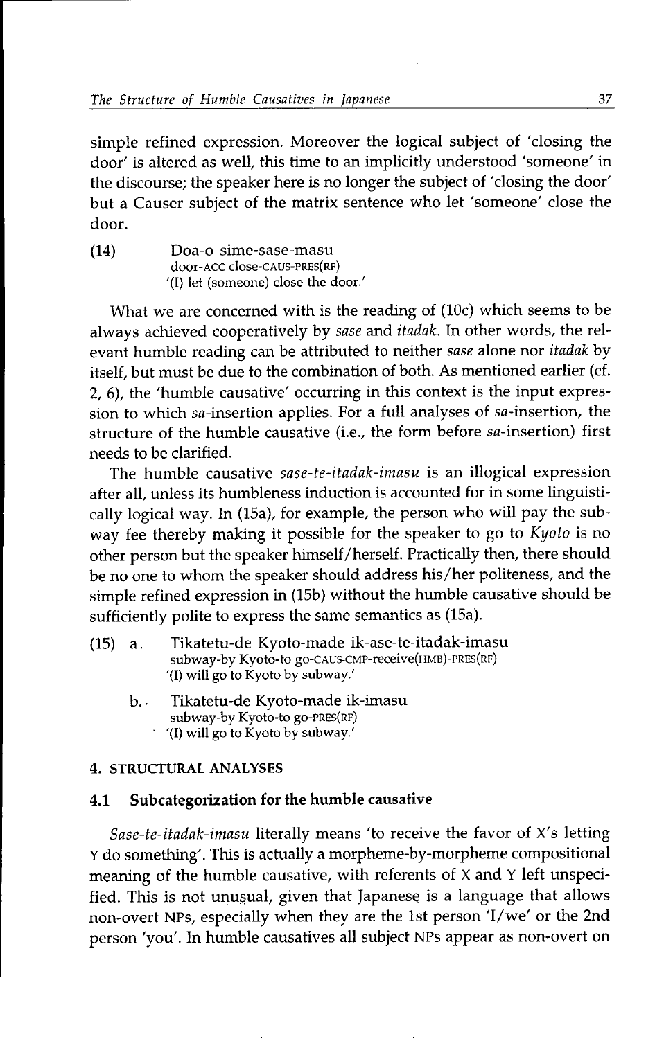simple refined expression. Moreover the logical subject of 'closing the door' is altered as well, this time to an implicitly understood 'someone' in the discourse; the speaker here is no longer the subject of 'closing the door' but a Causer subject of the matrix sentence who let 'someone' close the door.

(14) Doa-o sime-sase-masu
door-ACC close-CAUS-PRES(RF)
'(I) let (someone) close the door.'

What we are concerned with is the reading of (10c) which seems to be always achieved cooperatively by *sase* and *itadak*. In other words, the relevant humble reading can be attributed to neither *sase* alone nor *itadak* by itself, but must be due to the combination of both. As mentioned earlier (cf. 2, 6), the 'humble causative' occurring in this context is the input expression to which *sa*-insertion applies. For a full analyses of *sa*-insertion, the structure of the humble causative (i.e., the form before *sa*-insertion) first needs to be clarified.

The humble causative *sase-te-itadak-imasu* is an illogical expression after all, unless its humbleness induction is accounted for in some linguistically logical way. In (15a), for example, the person who will pay the subway fee thereby making it possible for the speaker to go to *Kyoto* is no other person but the speaker himself/herself. Practically then, there should be no one to whom the speaker should address his/her politeness, and the simple refined expression in (15b) without the humble causative should be sufficiently polite to express the same semantics as (15a).

(15) a. Tikatetu-de Kyoto-made ik-ase-te-itadak-imasu
subway-by Kyoto-to go-CAUS-CMP-receive(HMB)-PRES(RF)
'(I) will go to Kyoto by subway.'

b. Tikatetu-de Kyoto-made ik-imasu
subway-by Kyoto-to go-PRES(RF)
'(I) will go to Kyoto by subway.'

## 4. STRUCTURAL ANALYSES

### 4.1 Subcategorization for the humble causative

*Sase-te-itadak-imasu* literally means 'to receive the favor of X's letting Y do something'. This is actually a morpheme-by-morpheme compositional meaning of the humble causative, with referents of X and Y left unspecified. This is not unusual, given that Japanese is a language that allows non-overt NPs, especially when they are the 1st person 'I/we' or the 2nd person 'you'. In humble causatives all subject NPs appear as non-overt on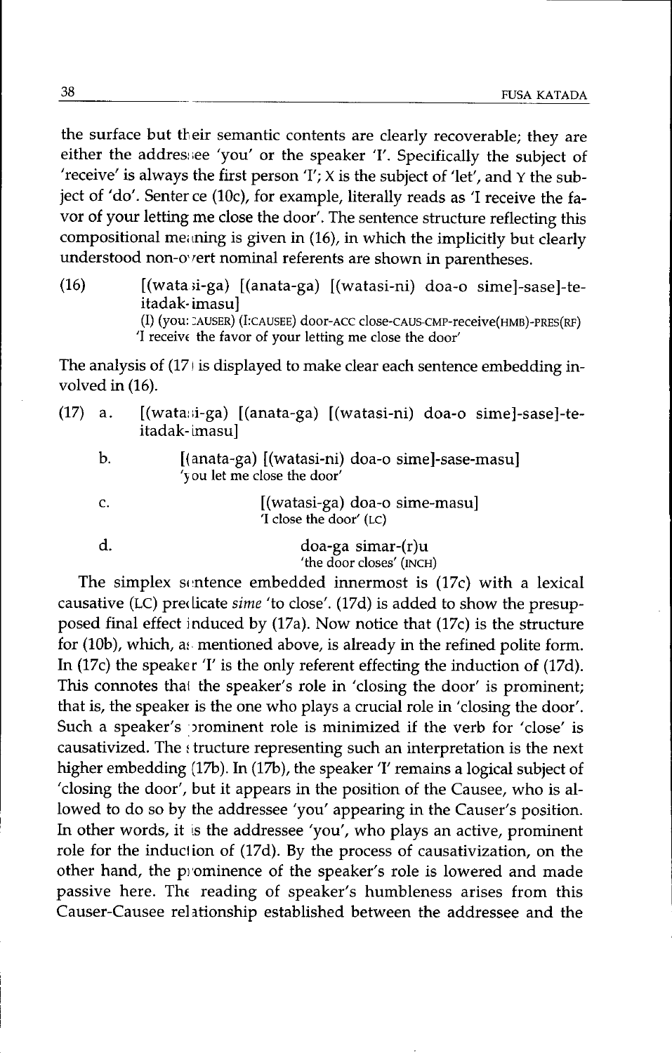the surface but their semantic contents are clearly recoverable; they are either the addressee 'you' or the speaker 'I'. Specifically the subject of 'receive' is always the first person 'I'; X is the subject of 'let', and Y the subject of 'do'. Sentence (10c), for example, literally reads as 'I receive the favor of your letting me close the door'. The sentence structure reflecting this compositional meaning is given in (16), in which the implicitly but clearly understood non-overt nominal referents are shown in parentheses.

(16) [(watasi-ga) [(anata-ga) [(watasi-ni) doa-o sime]-sase]-te-itadak-imasu]
(I) (you: CAUSER) (I:CAUSEE) door-ACC close-CAUS-CMP-receive(HMB)-PRES(RF)
'I receive the favor of your letting me close the door'

The analysis of (17) is displayed to make clear each sentence embedding involved in (16).

(17) a. [(watasi-ga) [(anata-ga) [(watasi-ni) doa-o sime]-sase]-te-itadak-imasu]

b. [(anata-ga) [(watasi-ni) doa-o sime]-sase-masu]
'you let me close the door'

c. [(watasi-ga) doa-o sime-masu]
'I close the door' (LC)

d. doa-ga simar-(r)u
'the door closes' (INCH)

The simplex sentence embedded innermost is (17c) with a lexical causative (LC) predicate *sime* 'to close'. (17d) is added to show the presupposed final effect induced by (17a). Now notice that (17c) is the structure for (10b), which, as mentioned above, is already in the refined polite form. In (17c) the speaker 'I' is the only referent effecting the induction of (17d). This connotes that the speaker's role in 'closing the door' is prominent; that is, the speaker is the one who plays a crucial role in 'closing the door'. Such a speaker's prominent role is minimized if the verb for 'close' is causativized. The structure representing such an interpretation is the next higher embedding (17b). In (17b), the speaker 'I' remains a logical subject of 'closing the door', but it appears in the position of the Causee, who is allowed to do so by the addressee 'you' appearing in the Causer's position. In other words, it is the addressee 'you', who plays an active, prominent role for the induction of (17d). By the process of causativization, on the other hand, the prominence of the speaker's role is lowered and made passive here. The reading of speaker's humbleness arises from this Causer-Causee relationship established between the addressee and the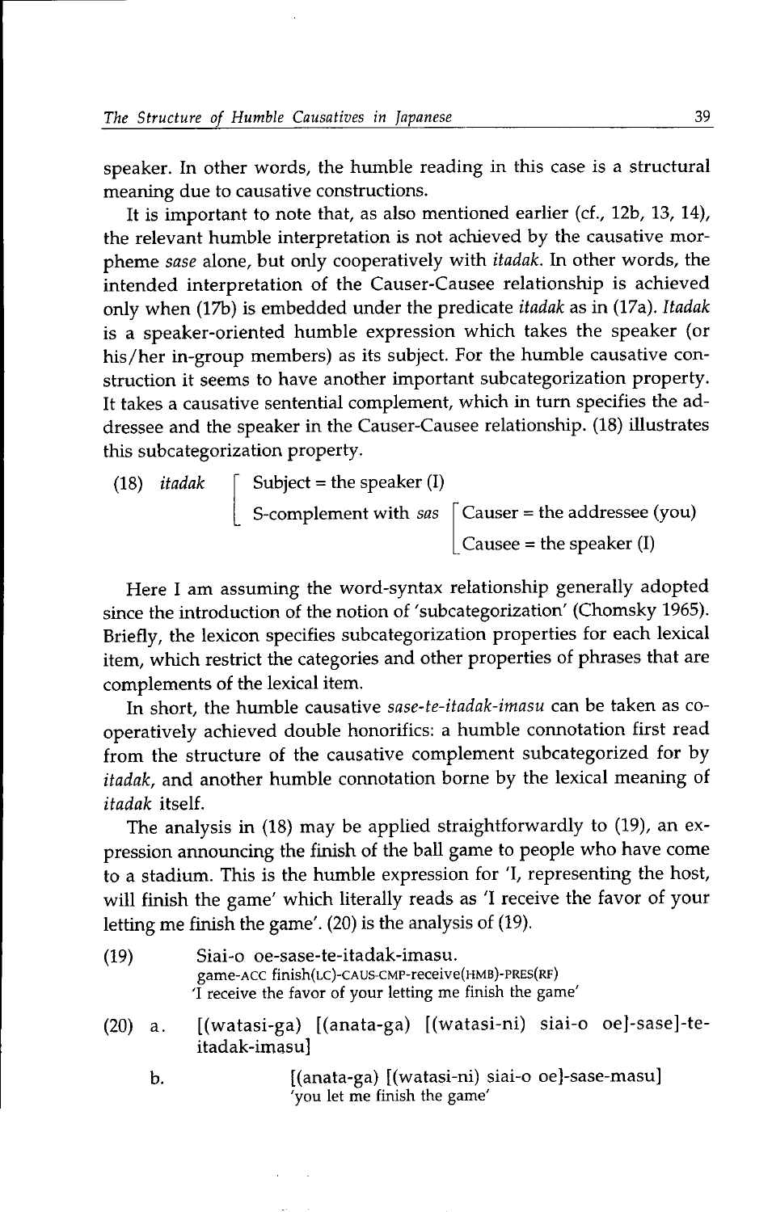speaker. In other words, the humble reading in this case is a structural meaning due to causative constructions.

It is important to note that, as also mentioned earlier (cf., 12b, 13, 14), the relevant humble interpretation is not achieved by the causative morpheme *sase* alone, but only cooperatively with *itadak*. In other words, the intended interpretation of the Causer-Causee relationship is achieved only when (17b) is embedded under the predicate *itadak* as in (17a). *Itadak* is a speaker-oriented humble expression which takes the speaker (or his/her in-group members) as its subject. For the humble causative construction it seems to have another important subcategorization property. It takes a causative sentential complement, which in turn specifies the addressee and the speaker in the Causer-Causee relationship. (18) illustrates this subcategorization property.

(18) *itadak* [ Subject = the speaker (I)
  S-complement with *sas* [ Causer = the addressee (you)
    Causee = the speaker (I) ] ]

Here I am assuming the word-syntax relationship generally adopted since the introduction of the notion of 'subcategorization' (Chomsky 1965). Briefly, the lexicon specifies subcategorization properties for each lexical item, which restrict the categories and other properties of phrases that are complements of the lexical item.

In short, the humble causative *sase-te-itadak-imasu* can be taken as cooperatively achieved double honorifics: a humble connotation first read from the structure of the causative complement subcategorized for by *itadak*, and another humble connotation borne by the lexical meaning of *itadak* itself.

The analysis in (18) may be applied straightforwardly to (19), an expression announcing the finish of the ball game to people who have come to a stadium. This is the humble expression for 'I, representing the host, will finish the game' which literally reads as 'I receive the favor of your letting me finish the game'. (20) is the analysis of (19).

(19) Siai-o oe-sase-te-itadak-imasu.
  game-ACC finish(LC)-CAUS-CMP-receive(HMB)-PRES(RF)
  'I receive the favor of your letting me finish the game'

(20) a. [(watasi-ga) [(anata-ga) [(watasi-ni) siai-o oe]-sase]-te-itadak-imasu]

  b. [(anata-ga) [(watasi-ni) siai-o oe]-sase-masu]
  'you let me finish the game'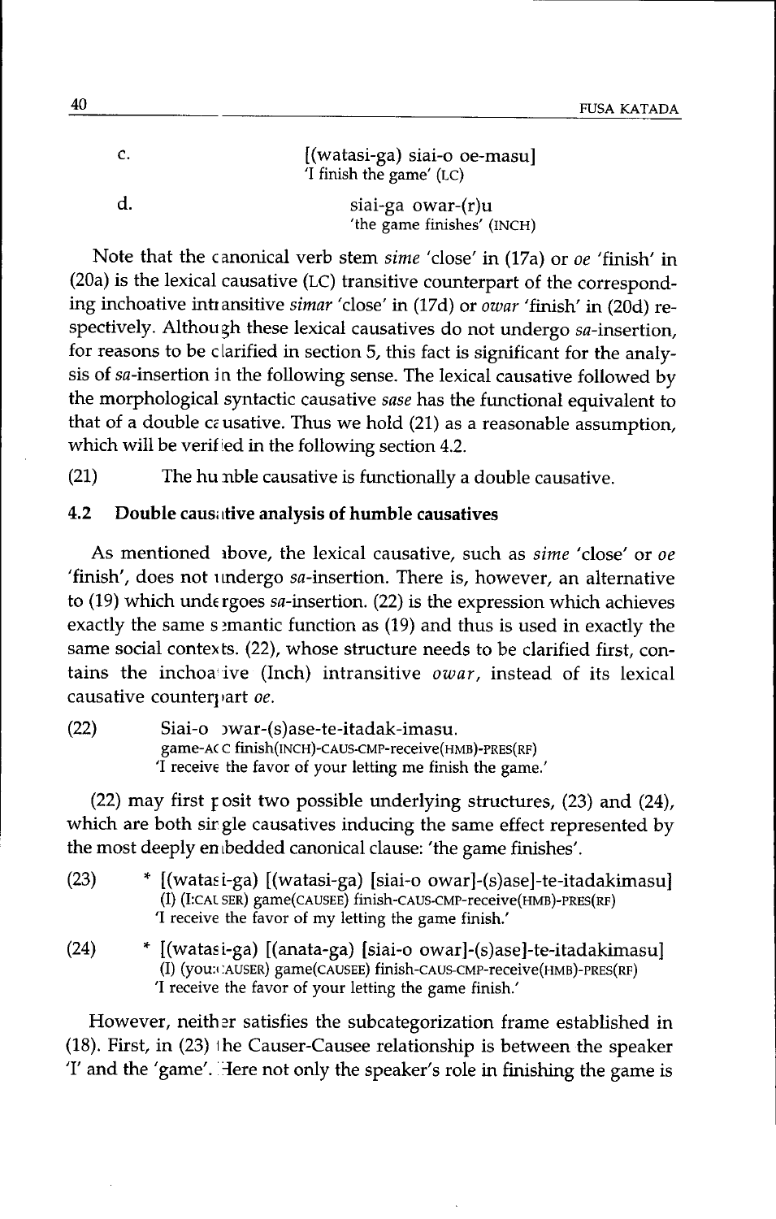c. [(watasi-ga) siai-o oe-masu]
'I finish the game' (LC)

d. siai-ga owar-(r)u
'the game finishes' (INCH)

Note that the canonical verb stem *sime* 'close' in (17a) or *oe* 'finish' in (20a) is the lexical causative (LC) transitive counterpart of the corresponding inchoative intransitive *simar* 'close' in (17d) or *owar* 'finish' in (20d) respectively. Although these lexical causatives do not undergo *sa*-insertion, for reasons to be clarified in section 5, this fact is significant for the analysis of *sa*-insertion in the following sense. The lexical causative followed by the morphological syntactic causative *sase* has the functional equivalent to that of a double causative. Thus we hold (21) as a reasonable assumption, which will be verified in the following section 4.2.

(21) The humble causative is functionally a double causative.

### 4.2 Double causative analysis of humble causatives

As mentioned above, the lexical causative, such as *sime* 'close' or *oe* 'finish', does not undergo *sa*-insertion. There is, however, an alternative to (19) which undergoes *sa*-insertion. (22) is the expression which achieves exactly the same semantic function as (19) and thus is used in exactly the same social contexts. (22), whose structure needs to be clarified first, contains the inchoative (Inch) intransitive *owar*, instead of its lexical causative counterpart *oe*.

(22) Siai-o owar-(s)ase-te-itadak-imasu.
game-ACC finish(INCH)-CAUS-CMP-receive(HMB)-PRES(RF)
'I receive the favor of your letting me finish the game.'

(22) may first posit two possible underlying structures, (23) and (24), which are both single causatives inducing the same effect represented by the most deeply embedded canonical clause: 'the game finishes'.

(23) * [(watasi-ga) [(watasi-ga) [siai-o owar]-(s)ase]-te-itadakimasu]
(I) (I:CAUSER) game(CAUSEE) finish-CAUS-CMP-receive(HMB)-PRES(RF)
'I receive the favor of my letting the game finish.'

(24) * [(watasi-ga) [(anata-ga) [siai-o owar]-(s)ase]-te-itadakimasu]
(I) (you:CAUSER) game(CAUSEE) finish-CAUS-CMP-receive(HMB)-PRES(RF)
'I receive the favor of your letting the game finish.'

However, neither satisfies the subcategorization frame established in (18). First, in (23) the Causer-Causee relationship is between the speaker 'I' and the 'game'. Here not only the speaker's role in finishing the game is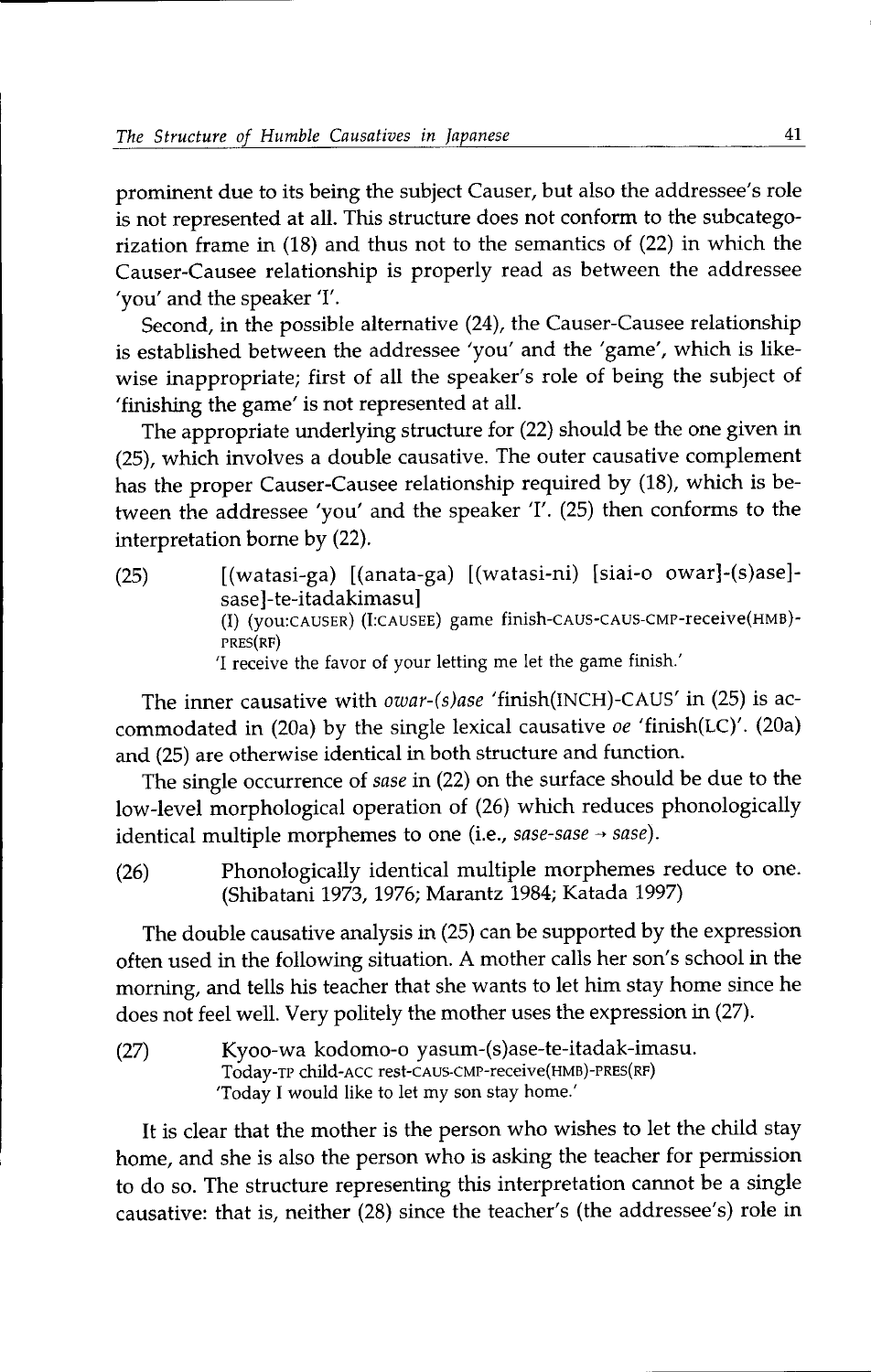prominent due to its being the subject Causer, but also the addressee's role is not represented at all. This structure does not conform to the subcategorization frame in (18) and thus not to the semantics of (22) in which the Causer-Causee relationship is properly read as between the addressee 'you' and the speaker 'I'.

Second, in the possible alternative (24), the Causer-Causee relationship is established between the addressee 'you' and the 'game', which is likewise inappropriate; first of all the speaker's role of being the subject of 'finishing the game' is not represented at all.

The appropriate underlying structure for (22) should be the one given in (25), which involves a double causative. The outer causative complement has the proper Causer-Causee relationship required by (18), which is between the addressee 'you' and the speaker 'I'. (25) then conforms to the interpretation borne by (22).

(25) [(watasi-ga) [(anata-ga) [(watasi-ni) [siai-o owar]-(s)ase]-sase]-te-itadakimasu]
(I) (you:CAUSER) (I:CAUSEE) game finish-CAUS-CAUS-CMP-receive(HMB)-PRES(RF)
'I receive the favor of your letting me let the game finish.'

The inner causative with *owar-(s)ase* 'finish(INCH)-CAUS' in (25) is accommodated in (20a) by the single lexical causative *oe* 'finish(LC)'. (20a) and (25) are otherwise identical in both structure and function.

The single occurrence of *sase* in (22) on the surface should be due to the low-level morphological operation of (26) which reduces phonologically identical multiple morphemes to one (i.e., *sase-sase* → *sase*).

(26) Phonologically identical multiple morphemes reduce to one. (Shibatani 1973, 1976; Marantz 1984; Katada 1997)

The double causative analysis in (25) can be supported by the expression often used in the following situation. A mother calls her son's school in the morning, and tells his teacher that she wants to let him stay home since he does not feel well. Very politely the mother uses the expression in (27).

(27) Kyoo-wa kodomo-o yasum-(s)ase-te-itadak-imasu.
Today-TP child-ACC rest-CAUS-CMP-receive(HMB)-PRES(RF)
'Today I would like to let my son stay home.'

It is clear that the mother is the person who wishes to let the child stay home, and she is also the person who is asking the teacher for permission to do so. The structure representing this interpretation cannot be a single causative: that is, neither (28) since the teacher's (the addressee's) role in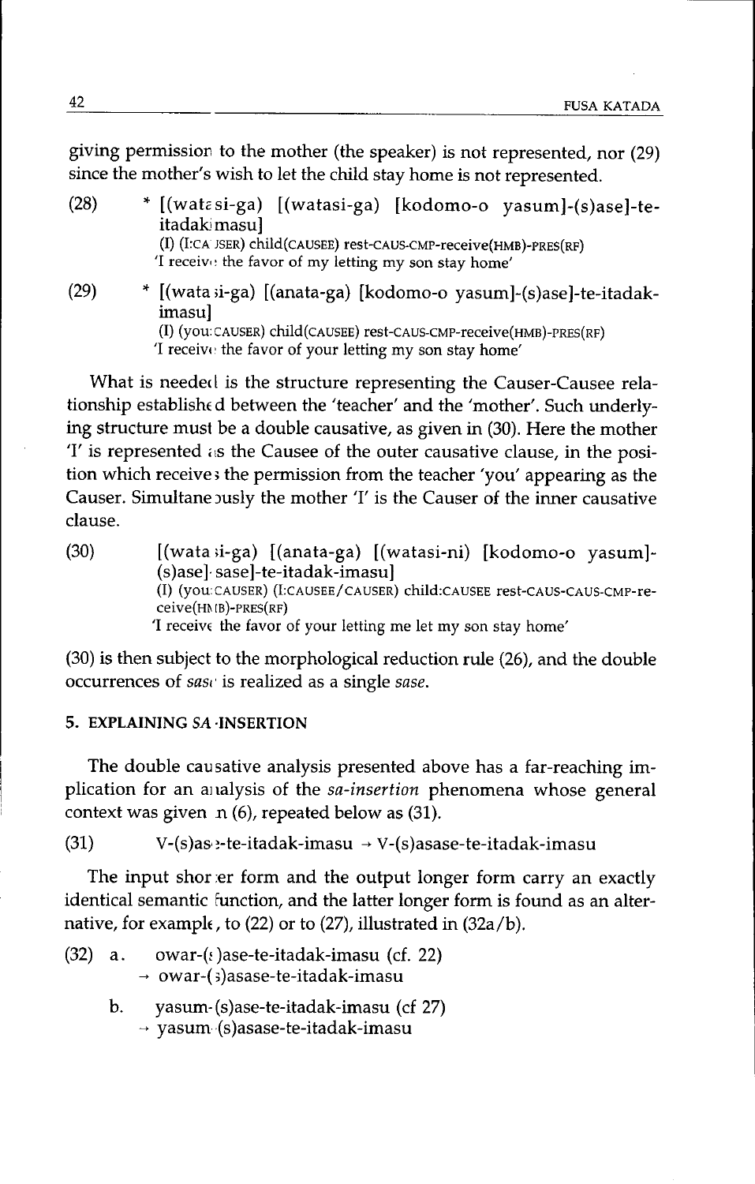giving permission to the mother (the speaker) is not represented, nor (29) since the mother's wish to let the child stay home is not represented.

(28) * [(watasi-ga) [(watasi-ga) [kodomo-o yasum]-(s)ase]-te-itadak-imasu]
(I) (I:CAUSER) child(CAUSEE) rest-CAUS-CMP-receive(HMB)-PRES(RF)
'I receive the favor of my letting my son stay home'

(29) * [(watasi-ga) [(anata-ga) [kodomo-o yasum]-(s)ase]-te-itadak-imasu]
(I) (you:CAUSER) child(CAUSEE) rest-CAUS-CMP-receive(HMB)-PRES(RF)
'I receive the favor of your letting my son stay home'

What is needed is the structure representing the Causer-Causee relationship established between the 'teacher' and the 'mother'. Such underlying structure must be a double causative, as given in (30). Here the mother 'I' is represented as the Causee of the outer causative clause, in the position which receives the permission from the teacher 'you' appearing as the Causer. Simultaneously the mother 'I' is the Causer of the inner causative clause.

(30) [(watasi-ga) [(anata-ga) [(watasi-ni) [kodomo-o yasum]-(s)ase]-sase]-te-itadak-imasu]
(I) (you:CAUSER) (I:CAUSEE/CAUSER) child:CAUSEE rest-CAUS-CAUS-CMP-receive(HMB)-PRES(RF)
'I receive the favor of your letting me let my son stay home'

(30) is then subject to the morphological reduction rule (26), and the double occurrences of *sase* is realized as a single *sase*.

### 5. EXPLAINING *SA*-INSERTION

The double causative analysis presented above has a far-reaching implication for an analysis of the *sa-insertion* phenomena whose general context was given in (6), repeated below as (31).

(31) V-(s)ase-te-itadak-imasu → V-(s)asase-te-itadak-imasu

The input shorter form and the output longer form carry an exactly identical semantic function, and the latter longer form is found as an alternative, for example, to (22) or to (27), illustrated in (32a/b).

(32) a. owar-(s)ase-te-itadak-imasu (cf. 22)
→ owar-(s)asase-te-itadak-imasu

b. yasum-(s)ase-te-itadak-imasu (cf 27)
→ yasum-(s)asase-te-itadak-imasu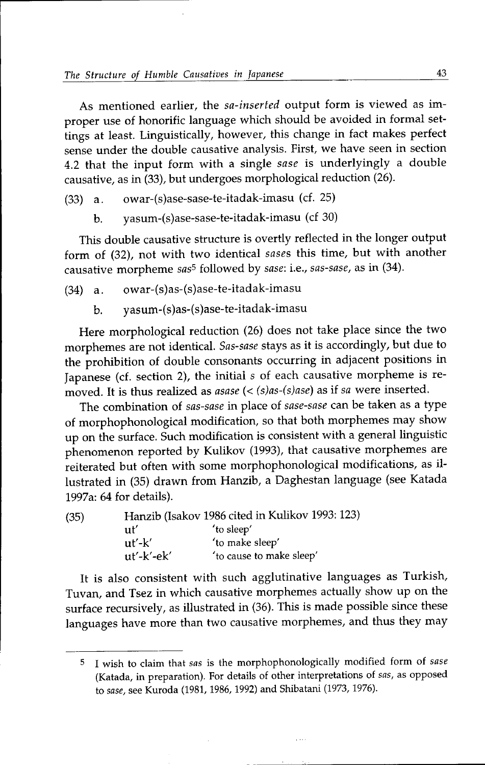As mentioned earlier, the *sa-inserted* output form is viewed as improper use of honorific language which should be avoided in formal settings at least. Linguistically, however, this change in fact makes perfect sense under the double causative analysis. First, we have seen in section 4.2 that the input form with a single *sase* is underlyingly a double causative, as in (33), but undergoes morphological reduction (26).

(33) a. owar-(s)ase-sase-te-itadak-imasu (cf. 25)

b. yasum-(s)ase-sase-te-itadak-imasu (cf 30)

This double causative structure is overtly reflected in the longer output form of (32), not with two identical *sases* this time, but with another causative morpheme *sas*[5] followed by *sase*: i.e., *sas-sase*, as in (34).

(34) a. owar-(s)as-(s)ase-te-itadak-imasu

b. yasum-(s)as-(s)ase-te-itadak-imasu

Here morphological reduction (26) does not take place since the two morphemes are not identical. *Sas-sase* stays as it is accordingly, but due to the prohibition of double consonants occurring in adjacent positions in Japanese (cf. section 2), the initial *s* of each causative morpheme is removed. It is thus realized as *asase* (< *(s)as-(s)ase*) as if *sa* were inserted.

The combination of *sas-sase* in place of *sase-sase* can be taken as a type of morphophonological modification, so that both morphemes may show up on the surface. Such modification is consistent with a general linguistic phenomenon reported by Kulikov (1993), that causative morphemes are reiterated but often with some morphophonological modifications, as illustrated in (35) drawn from Hanzib, a Daghestan language (see Katada 1997a: 64 for details).

(35) Hanzib (Isakov 1986 cited in Kulikov 1993: 123)

| | |
|---|---|
| ut' | 'to sleep' |
| ut'-k' | 'to make sleep' |
| ut'-k'-ek' | 'to cause to make sleep' |

It is also consistent with such agglutinative languages as Turkish, Tuvan, and Tsez in which causative morphemes actually show up on the surface recursively, as illustrated in (36). This is made possible since these languages have more than two causative morphemes, and thus they may

---

[5] I wish to claim that *sas* is the morphophonologically modified form of *sase* (Katada, in preparation). For details of other interpretations of *sas*, as opposed to *sase*, see Kuroda (1981, 1986, 1992) and Shibatani (1973, 1976).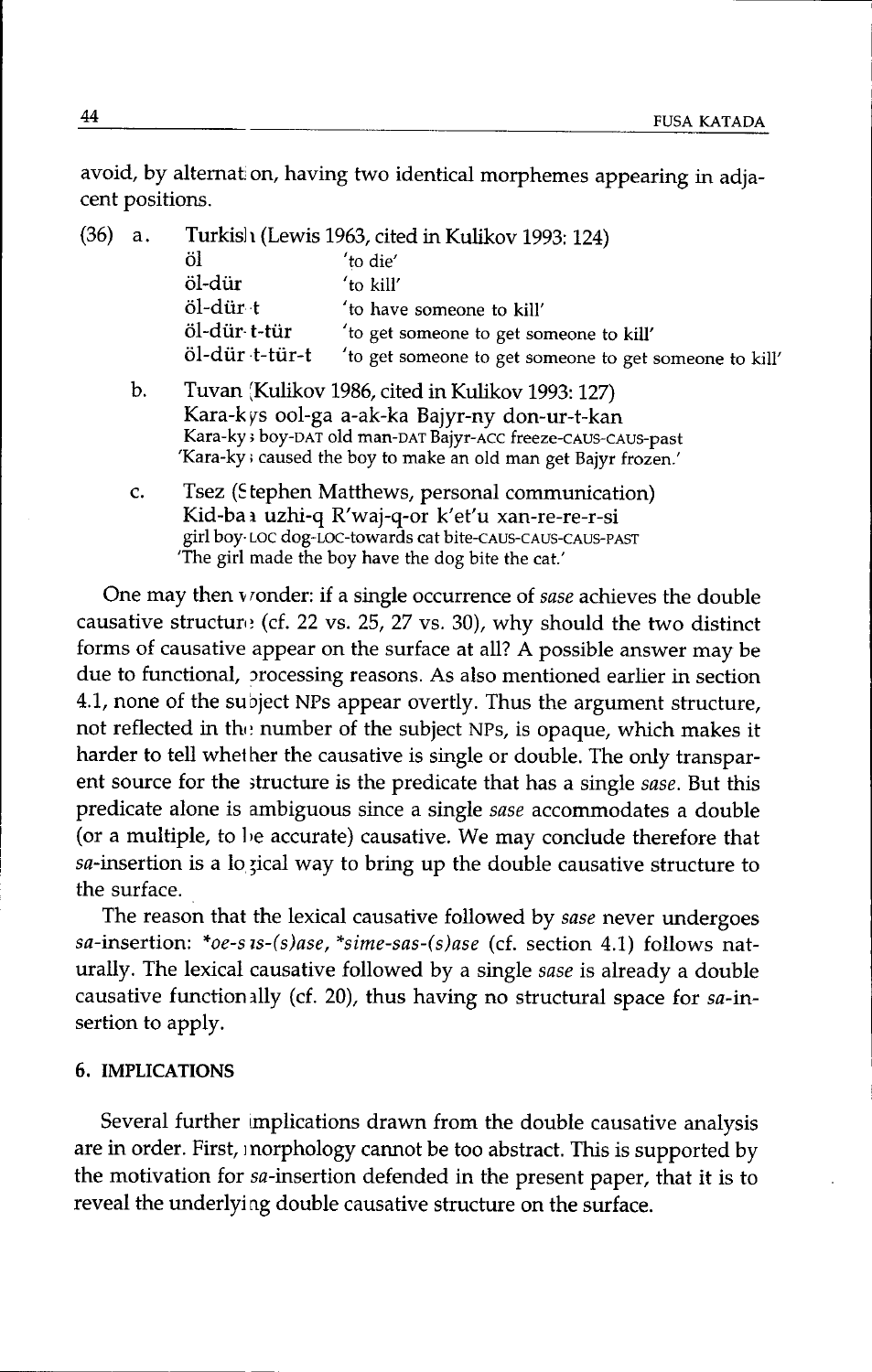avoid, by alternation, having two identical morphemes appearing in adjacent positions.

(36) a. Turkish (Lewis 1963, cited in Kulikov 1993: 124)

| | |
|---|---|
| öl | 'to die' |
| öl-dür | 'to kill' |
| öl-dür-t | 'to have someone to kill' |
| öl-dür-t-tür | 'to get someone to get someone to kill' |
| öl-dür-t-tür-t | 'to get someone to get someone to get someone to kill' |

b. Tuvan (Kulikov 1986, cited in Kulikov 1993: 127)
Kara-kys ool-ga a-ak-ka Bajyr-ny don-ur-t-kan
Kara-kys boy-DAT old man-DAT Bajyr-ACC freeze-CAUS-CAUS-past
'Kara-kys caused the boy to make an old man get Bajyr frozen.'

c. Tsez (Stephen Matthews, personal communication)
Kid-baa uzhi-q R'waj-q-or k'et'u xan-re-re-r-si
girl boy-LOC dog-LOC-towards cat bite-CAUS-CAUS-CAUS-PAST
'The girl made the boy have the dog bite the cat.'

One may then wonder: if a single occurrence of *sase* achieves the double causative structure (cf. 22 vs. 25, 27 vs. 30), why should the two distinct forms of causative appear on the surface at all? A possible answer may be due to functional, processing reasons. As also mentioned earlier in section 4.1, none of the subject NPs appear overtly. Thus the argument structure, not reflected in the number of the subject NPs, is opaque, which makes it harder to tell whether the causative is single or double. The only transparent source for the structure is the predicate that has a single *sase*. But this predicate alone is ambiguous since a single *sase* accommodates a double (or a multiple, to be accurate) causative. We may conclude therefore that *sa*-insertion is a logical way to bring up the double causative structure to the surface.

The reason that the lexical causative followed by *sase* never undergoes *sa*-insertion: *\*oe-sas-(s)ase*, *\*sime-sas-(s)ase* (cf. section 4.1) follows naturally. The lexical causative followed by a single *sase* is already a double causative functionally (cf. 20), thus having no structural space for *sa*-insertion to apply.

## 6. IMPLICATIONS

Several further implications drawn from the double causative analysis are in order. First, morphology cannot be too abstract. This is supported by the motivation for *sa*-insertion defended in the present paper, that it is to reveal the underlying double causative structure on the surface.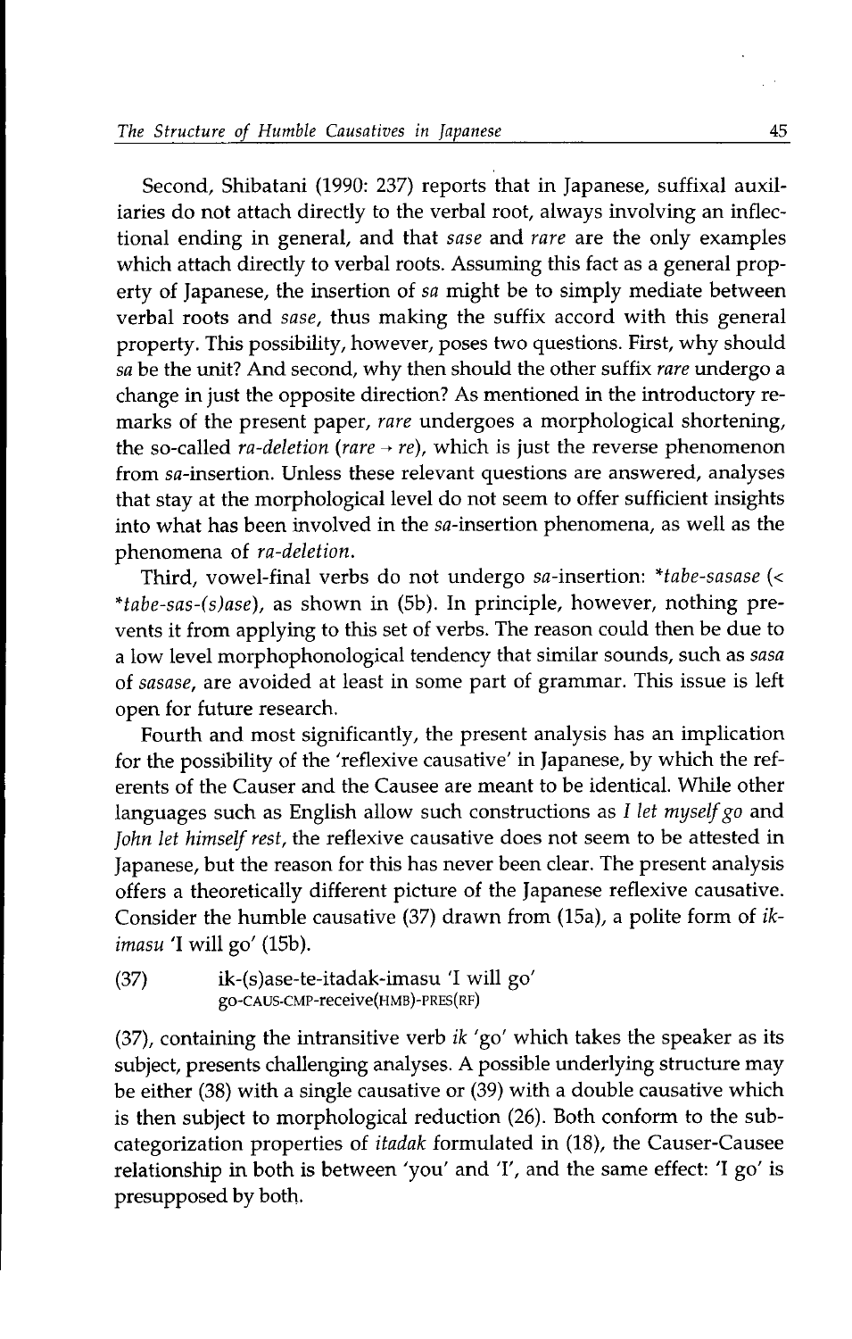Second, Shibatani (1990: 237) reports that in Japanese, suffixal auxiliaries do not attach directly to the verbal root, always involving an inflectional ending in general, and that *sase* and *rare* are the only examples which attach directly to verbal roots. Assuming this fact as a general property of Japanese, the insertion of *sa* might be to simply mediate between verbal roots and *sase*, thus making the suffix accord with this general property. This possibility, however, poses two questions. First, why should *sa* be the unit? And second, why then should the other suffix *rare* undergo a change in just the opposite direction? As mentioned in the introductory remarks of the present paper, *rare* undergoes a morphological shortening, the so-called *ra-deletion* (*rare* → *re*), which is just the reverse phenomenon from *sa*-insertion. Unless these relevant questions are answered, analyses that stay at the morphological level do not seem to offer sufficient insights into what has been involved in the *sa*-insertion phenomena, as well as the phenomena of *ra-deletion*.

Third, vowel-final verbs do not undergo *sa*-insertion: **tabe-sasase* (< **tabe-sas-(s)ase*), as shown in (5b). In principle, however, nothing prevents it from applying to this set of verbs. The reason could then be due to a low level morphophonological tendency that similar sounds, such as *sasa* of *sasase*, are avoided at least in some part of grammar. This issue is left open for future research.

Fourth and most significantly, the present analysis has an implication for the possibility of the 'reflexive causative' in Japanese, by which the referents of the Causer and the Causee are meant to be identical. While other languages such as English allow such constructions as *I let myself go* and *John let himself rest*, the reflexive causative does not seem to be attested in Japanese, but the reason for this has never been clear. The present analysis offers a theoretically different picture of the Japanese reflexive causative. Consider the humble causative (37) drawn from (15a), a polite form of *ik-imasu* 'I will go' (15b).

(37) ik-(s)ase-te-itadak-imasu 'I will go'
go-CAUS-CMP-receive(HMB)-PRES(RF)

(37), containing the intransitive verb *ik* 'go' which takes the speaker as its subject, presents challenging analyses. A possible underlying structure may be either (38) with a single causative or (39) with a double causative which is then subject to morphological reduction (26). Both conform to the subcategorization properties of *itadak* formulated in (18), the Causer-Causee relationship in both is between 'you' and 'I', and the same effect: 'I go' is presupposed by both.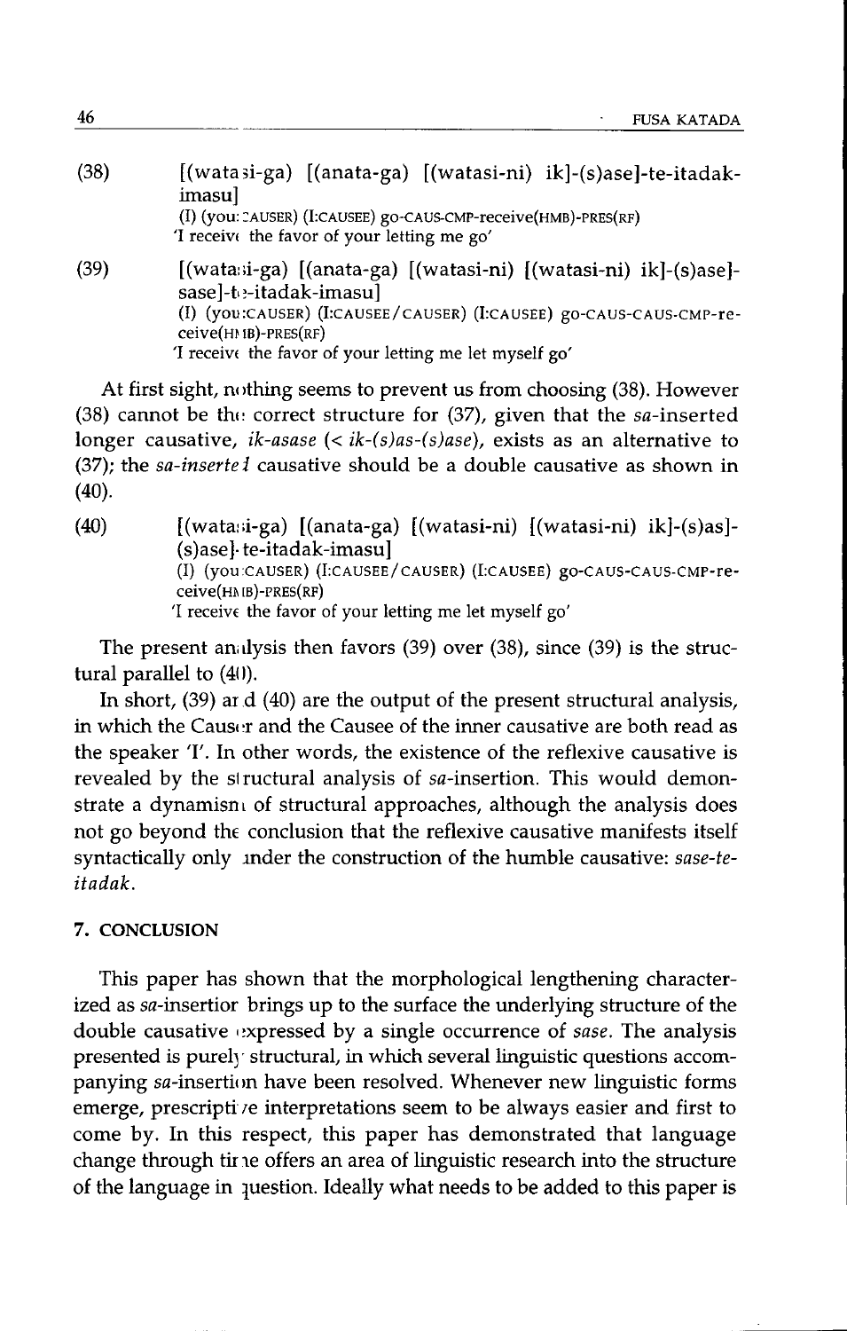(38) [(watasi-ga) [(anata-ga) [(watasi-ni) ik]-(s)ase]-te-itadak-imasu]
(I) (you:CAUSER) (I:CAUSEE) go-CAUS-CMP-receive(HMB)-PRES(RF)
'I receive the favor of your letting me go'

(39) [(watasi-ga) [(anata-ga) [(watasi-ni) [(watasi-ni) ik]-(s)ase]-sase]-te-itadak-imasu]
(I) (you:CAUSER) (I:CAUSEE/CAUSER) (I:CAUSEE) go-CAUS-CAUS-CMP-receive(HMB)-PRES(RF)
'I receive the favor of your letting me let myself go'

At first sight, nothing seems to prevent us from choosing (38). However (38) cannot be the correct structure for (37), given that the *sa*-inserted longer causative, *ik-asase* (< *ik-(s)as-(s)ase*), exists as an alternative to (37); the *sa-inserted* causative should be a double causative as shown in (40).

(40) [(watasi-ga) [(anata-ga) [(watasi-ni) [(watasi-ni) ik]-(s)as]-(s)ase]-te-itadak-imasu]
(I) (you:CAUSER) (I:CAUSEE/CAUSER) (I:CAUSEE) go-CAUS-CAUS-CMP-receive(HMB)-PRES(RF)
'I receive the favor of your letting me let myself go'

The present analysis then favors (39) over (38), since (39) is the structural parallel to (40).

In short, (39) and (40) are the output of the present structural analysis, in which the Causer and the Causee of the inner causative are both read as the speaker 'I'. In other words, the existence of the reflexive causative is revealed by the structural analysis of *sa*-insertion. This would demonstrate a dynamism of structural approaches, although the analysis does not go beyond the conclusion that the reflexive causative manifests itself syntactically only under the construction of the humble causative: *sase-te-itadak*.

## 7. CONCLUSION

This paper has shown that the morphological lengthening characterized as *sa*-insertion brings up to the surface the underlying structure of the double causative expressed by a single occurrence of *sase*. The analysis presented is purely structural, in which several linguistic questions accompanying *sa*-insertion have been resolved. Whenever new linguistic forms emerge, prescriptive interpretations seem to be always easier and first to come by. In this respect, this paper has demonstrated that language change through time offers an area of linguistic research into the structure of the language in question. Ideally what needs to be added to this paper is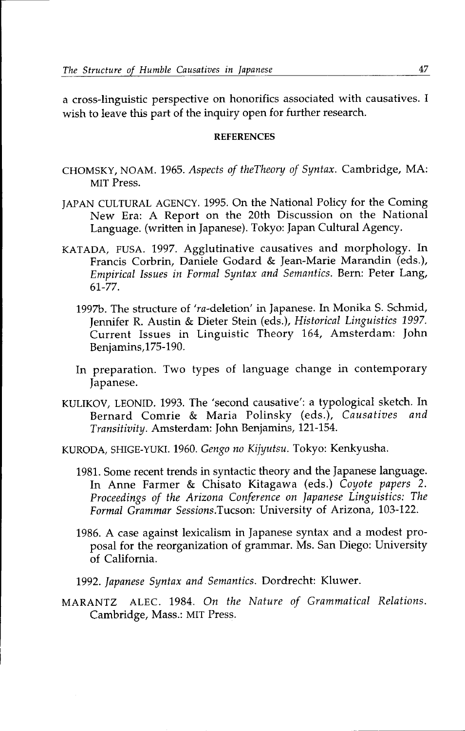a cross-linguistic perspective on honorifics associated with causatives. I wish to leave this part of the inquiry open for further research.

## REFERENCES

CHOMSKY, NOAM. 1965. *Aspects of theTheory of Syntax.* Cambridge, MA: MIT Press.

JAPAN CULTURAL AGENCY. 1995. On the National Policy for the Coming New Era: A Report on the 20th Discussion on the National Language. (written in Japanese). Tokyo: Japan Cultural Agency.

KATADA, FUSA. 1997. Agglutinative causatives and morphology. In Francis Corbrin, Daniele Godard & Jean-Marie Marandin (eds.), *Empirical Issues in Formal Syntax and Semantics.* Bern: Peter Lang, 61-77.

1997b. The structure of '*ra*-deletion' in Japanese. In Monika S. Schmid, Jennifer R. Austin & Dieter Stein (eds.), *Historical Linguistics 1997.* Current Issues in Linguistic Theory 164, Amsterdam: John Benjamins,175-190.

In preparation. Two types of language change in contemporary Japanese.

KULIKOV, LEONID. 1993. The 'second causative': a typological sketch. In Bernard Comrie & Maria Polinsky (eds.), *Causatives and Transitivity.* Amsterdam: John Benjamins, 121-154.

KURODA, SHIGE-YUKI. 1960. *Gengo no Kijyutsu.* Tokyo: Kenkyusha.

1981. Some recent trends in syntactic theory and the Japanese language. In Anne Farmer & Chisato Kitagawa (eds.) *Coyote papers 2. Proceedings of the Arizona Conference on Japanese Linguistics: The Formal Grammar Sessions.*Tucson: University of Arizona, 103-122.

1986. A case against lexicalism in Japanese syntax and a modest proposal for the reorganization of grammar. Ms. San Diego: University of California.

1992. *Japanese Syntax and Semantics.* Dordrecht: Kluwer.

MARANTZ ALEC. 1984. *On the Nature of Grammatical Relations.* Cambridge, Mass.: MIT Press.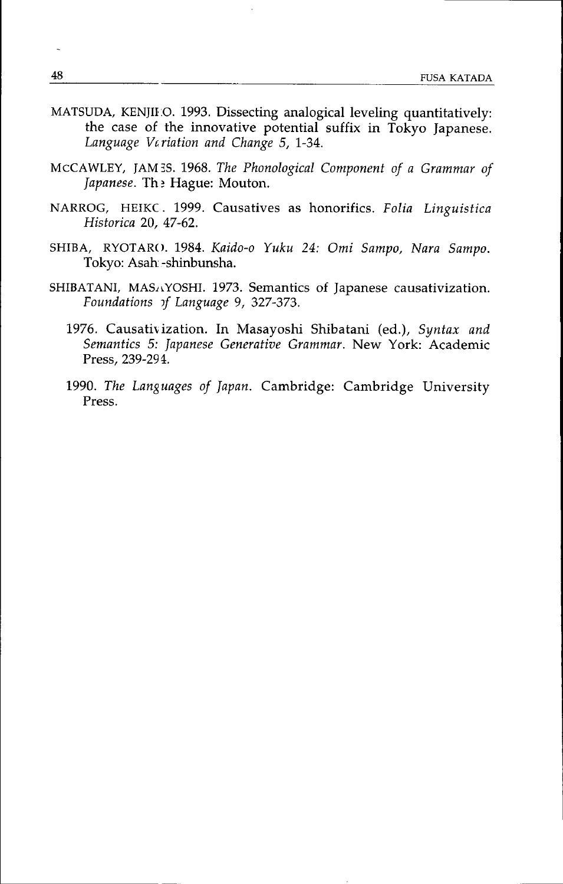MATSUDA, KENJIRO. 1993. Dissecting analogical leveling quantitatively: the case of the innovative potential suffix in Tokyo Japanese. *Language Variation and Change* 5, 1-34.

McCAWLEY, JAMES. 1968. *The Phonological Component of a Grammar of Japanese*. The Hague: Mouton.

NARROG, HEIKO. 1999. Causatives as honorifics. *Folia Linguistica Historica* 20, 47-62.

SHIBA, RYOTARO. 1984. *Kaido-o Yuku 24: Omi Sampo, Nara Sampo*. Tokyo: Asahi-shinbunsha.

SHIBATANI, MASAYOSHI. 1973. Semantics of Japanese causativization. *Foundations of Language* 9, 327-373.

1976. Causativization. In Masayoshi Shibatani (ed.), *Syntax and Semantics 5: Japanese Generative Grammar*. New York: Academic Press, 239-294.

1990. *The Languages of Japan*. Cambridge: Cambridge University Press.